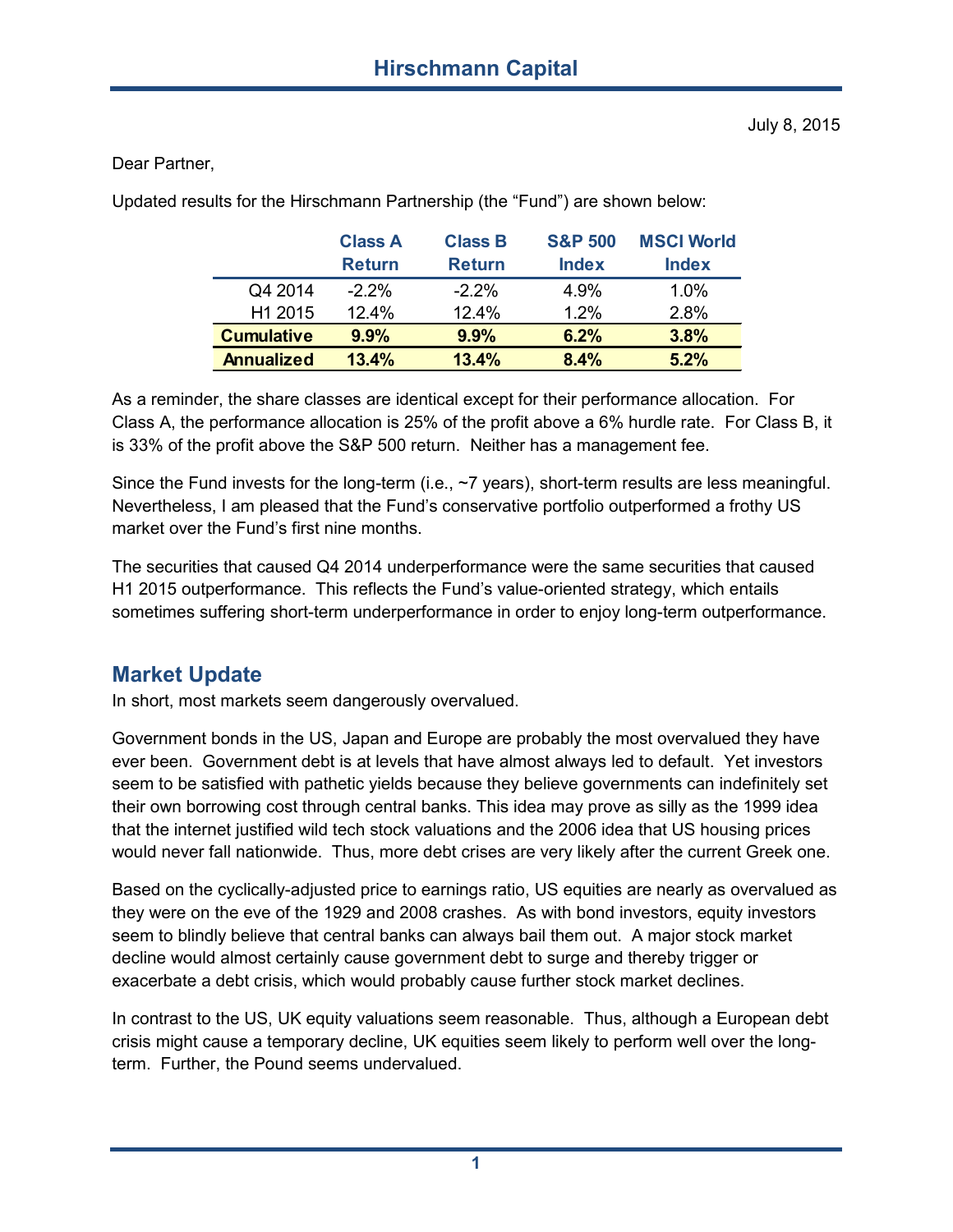# Hirschmann Capital

July 8, 2015

Dear Partner,

Updated results for the Hirschmann Partnership (the "Fund") are shown below:

| | Class A Return | Class B Return | S&P 500 Index | MSCI World Index |
|---|---|---|---|---|
| Q4 2014 | -2.2% | -2.2% | 4.9% | 1.0% |
| H1 2015 | 12.4% | 12.4% | 1.2% | 2.8% |
| **Cumulative** | **9.9%** | **9.9%** | **6.2%** | **3.8%** |
| **Annualized** | **13.4%** | **13.4%** | **8.4%** | **5.2%** |

As a reminder, the share classes are identical except for their performance allocation. For Class A, the performance allocation is 25% of the profit above a 6% hurdle rate. For Class B, it is 33% of the profit above the S&P 500 return. Neither has a management fee.

Since the Fund invests for the long-term (i.e., ~7 years), short-term results are less meaningful. Nevertheless, I am pleased that the Fund's conservative portfolio outperformed a frothy US market over the Fund's first nine months.

The securities that caused Q4 2014 underperformance were the same securities that caused H1 2015 outperformance. This reflects the Fund's value-oriented strategy, which entails sometimes suffering short-term underperformance in order to enjoy long-term outperformance.

## Market Update

In short, most markets seem dangerously overvalued.

Government bonds in the US, Japan and Europe are probably the most overvalued they have ever been. Government debt is at levels that have almost always led to default. Yet investors seem to be satisfied with pathetic yields because they believe governments can indefinitely set their own borrowing cost through central banks. This idea may prove as silly as the 1999 idea that the internet justified wild tech stock valuations and the 2006 idea that US housing prices would never fall nationwide. Thus, more debt crises are very likely after the current Greek one.

Based on the cyclically-adjusted price to earnings ratio, US equities are nearly as overvalued as they were on the eve of the 1929 and 2008 crashes. As with bond investors, equity investors seem to blindly believe that central banks can always bail them out. A major stock market decline would almost certainly cause government debt to surge and thereby trigger or exacerbate a debt crisis, which would probably cause further stock market declines.

In contrast to the US, UK equity valuations seem reasonable. Thus, although a European debt crisis might cause a temporary decline, UK equities seem likely to perform well over the long-term. Further, the Pound seems undervalued.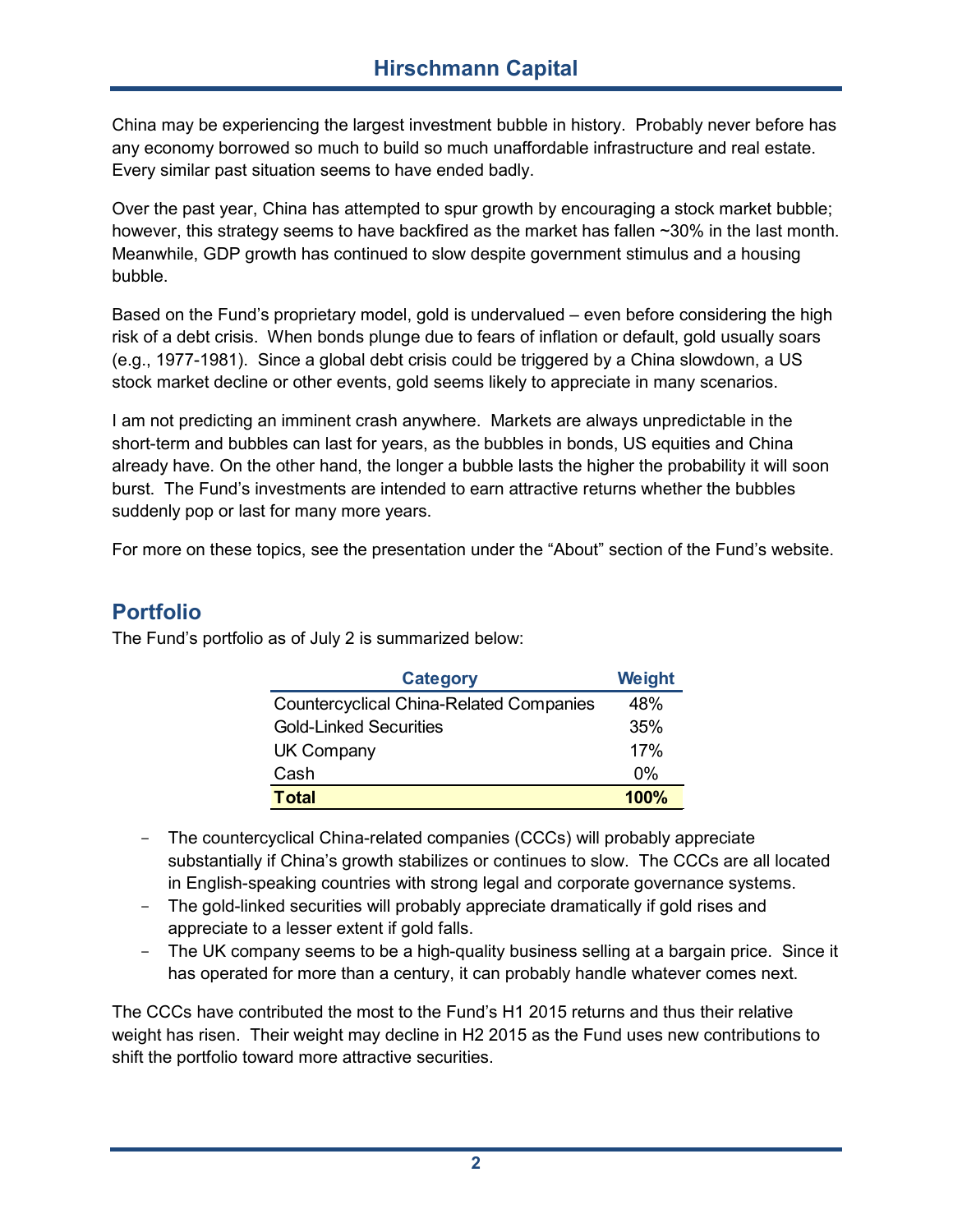China may be experiencing the largest investment bubble in history. Probably never before has any economy borrowed so much to build so much unaffordable infrastructure and real estate. Every similar past situation seems to have ended badly.

Over the past year, China has attempted to spur growth by encouraging a stock market bubble; however, this strategy seems to have backfired as the market has fallen ~30% in the last month. Meanwhile, GDP growth has continued to slow despite government stimulus and a housing bubble.

Based on the Fund's proprietary model, gold is undervalued – even before considering the high risk of a debt crisis. When bonds plunge due to fears of inflation or default, gold usually soars (e.g., 1977-1981). Since a global debt crisis could be triggered by a China slowdown, a US stock market decline or other events, gold seems likely to appreciate in many scenarios.

I am not predicting an imminent crash anywhere. Markets are always unpredictable in the short-term and bubbles can last for years, as the bubbles in bonds, US equities and China already have. On the other hand, the longer a bubble lasts the higher the probability it will soon burst. The Fund's investments are intended to earn attractive returns whether the bubbles suddenly pop or last for many more years.

For more on these topics, see the presentation under the "About" section of the Fund's website.

## Portfolio

The Fund's portfolio as of July 2 is summarized below:

| Category | Weight |
|---|---|
| Countercyclical China-Related Companies | 48% |
| Gold-Linked Securities | 35% |
| UK Company | 17% |
| Cash | 0% |
| **Total** | **100%** |

- The countercyclical China-related companies (CCCs) will probably appreciate substantially if China's growth stabilizes or continues to slow. The CCCs are all located in English-speaking countries with strong legal and corporate governance systems.
- The gold-linked securities will probably appreciate dramatically if gold rises and appreciate to a lesser extent if gold falls.
- The UK company seems to be a high-quality business selling at a bargain price. Since it has operated for more than a century, it can probably handle whatever comes next.

The CCCs have contributed the most to the Fund's H1 2015 returns and thus their relative weight has risen. Their weight may decline in H2 2015 as the Fund uses new contributions to shift the portfolio toward more attractive securities.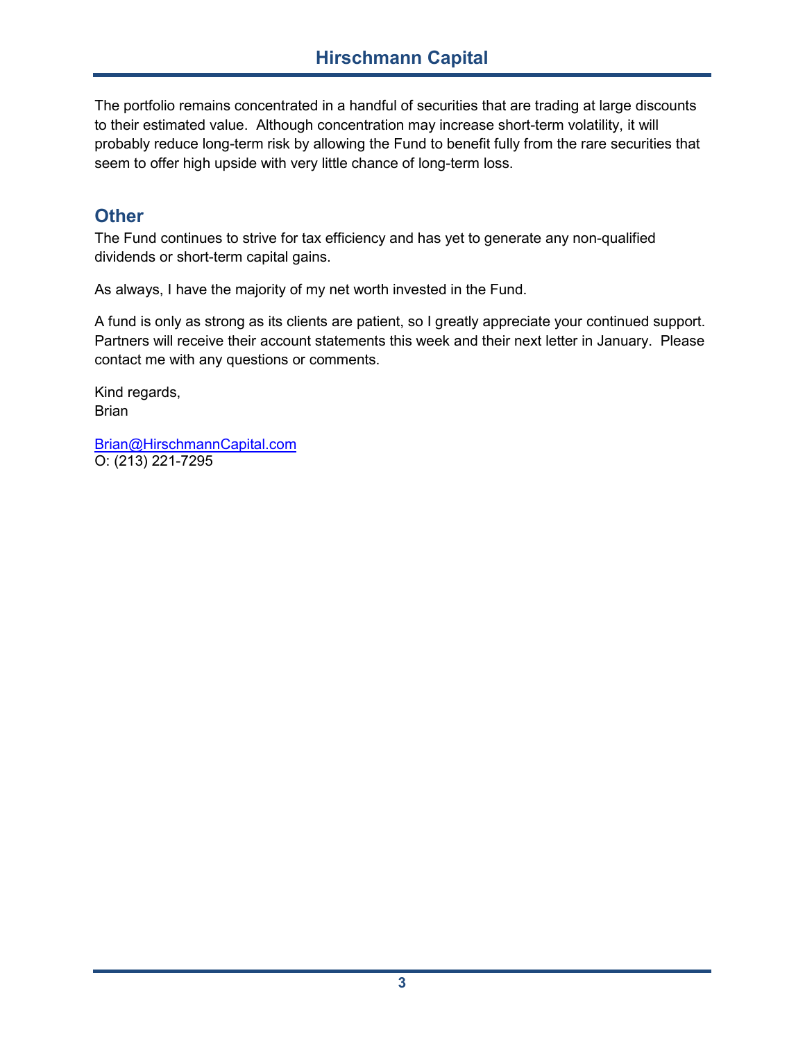The portfolio remains concentrated in a handful of securities that are trading at large discounts to their estimated value. Although concentration may increase short-term volatility, it will probably reduce long-term risk by allowing the Fund to benefit fully from the rare securities that seem to offer high upside with very little chance of long-term loss.

## Other

The Fund continues to strive for tax efficiency and has yet to generate any non-qualified dividends or short-term capital gains.

As always, I have the majority of my net worth invested in the Fund.

A fund is only as strong as its clients are patient, so I greatly appreciate your continued support. Partners will receive their account statements this week and their next letter in January. Please contact me with any questions or comments.

Kind regards,
Brian

Brian@HirschmannCapital.com
O: (213) 221-7295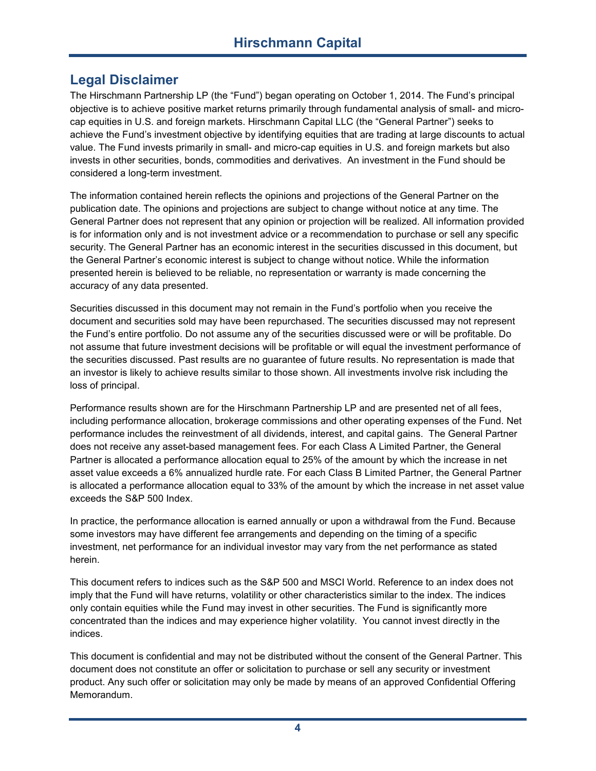## Legal Disclaimer

The Hirschmann Partnership LP (the "Fund") began operating on October 1, 2014. The Fund's principal objective is to achieve positive market returns primarily through fundamental analysis of small- and micro-cap equities in U.S. and foreign markets. Hirschmann Capital LLC (the "General Partner") seeks to achieve the Fund's investment objective by identifying equities that are trading at large discounts to actual value. The Fund invests primarily in small- and micro-cap equities in U.S. and foreign markets but also invests in other securities, bonds, commodities and derivatives. An investment in the Fund should be considered a long-term investment.

The information contained herein reflects the opinions and projections of the General Partner on the publication date. The opinions and projections are subject to change without notice at any time. The General Partner does not represent that any opinion or projection will be realized. All information provided is for information only and is not investment advice or a recommendation to purchase or sell any specific security. The General Partner has an economic interest in the securities discussed in this document, but the General Partner's economic interest is subject to change without notice. While the information presented herein is believed to be reliable, no representation or warranty is made concerning the accuracy of any data presented.

Securities discussed in this document may not remain in the Fund's portfolio when you receive the document and securities sold may have been repurchased. The securities discussed may not represent the Fund's entire portfolio. Do not assume any of the securities discussed were or will be profitable. Do not assume that future investment decisions will be profitable or will equal the investment performance of the securities discussed. Past results are no guarantee of future results. No representation is made that an investor is likely to achieve results similar to those shown. All investments involve risk including the loss of principal.

Performance results shown are for the Hirschmann Partnership LP and are presented net of all fees, including performance allocation, brokerage commissions and other operating expenses of the Fund. Net performance includes the reinvestment of all dividends, interest, and capital gains. The General Partner does not receive any asset-based management fees. For each Class A Limited Partner, the General Partner is allocated a performance allocation equal to 25% of the amount by which the increase in net asset value exceeds a 6% annualized hurdle rate. For each Class B Limited Partner, the General Partner is allocated a performance allocation equal to 33% of the amount by which the increase in net asset value exceeds the S&P 500 Index.

In practice, the performance allocation is earned annually or upon a withdrawal from the Fund. Because some investors may have different fee arrangements and depending on the timing of a specific investment, net performance for an individual investor may vary from the net performance as stated herein.

This document refers to indices such as the S&P 500 and MSCI World. Reference to an index does not imply that the Fund will have returns, volatility or other characteristics similar to the index. The indices only contain equities while the Fund may invest in other securities. The Fund is significantly more concentrated than the indices and may experience higher volatility. You cannot invest directly in the indices.

This document is confidential and may not be distributed without the consent of the General Partner. This document does not constitute an offer or solicitation to purchase or sell any security or investment product. Any such offer or solicitation may only be made by means of an approved Confidential Offering Memorandum.